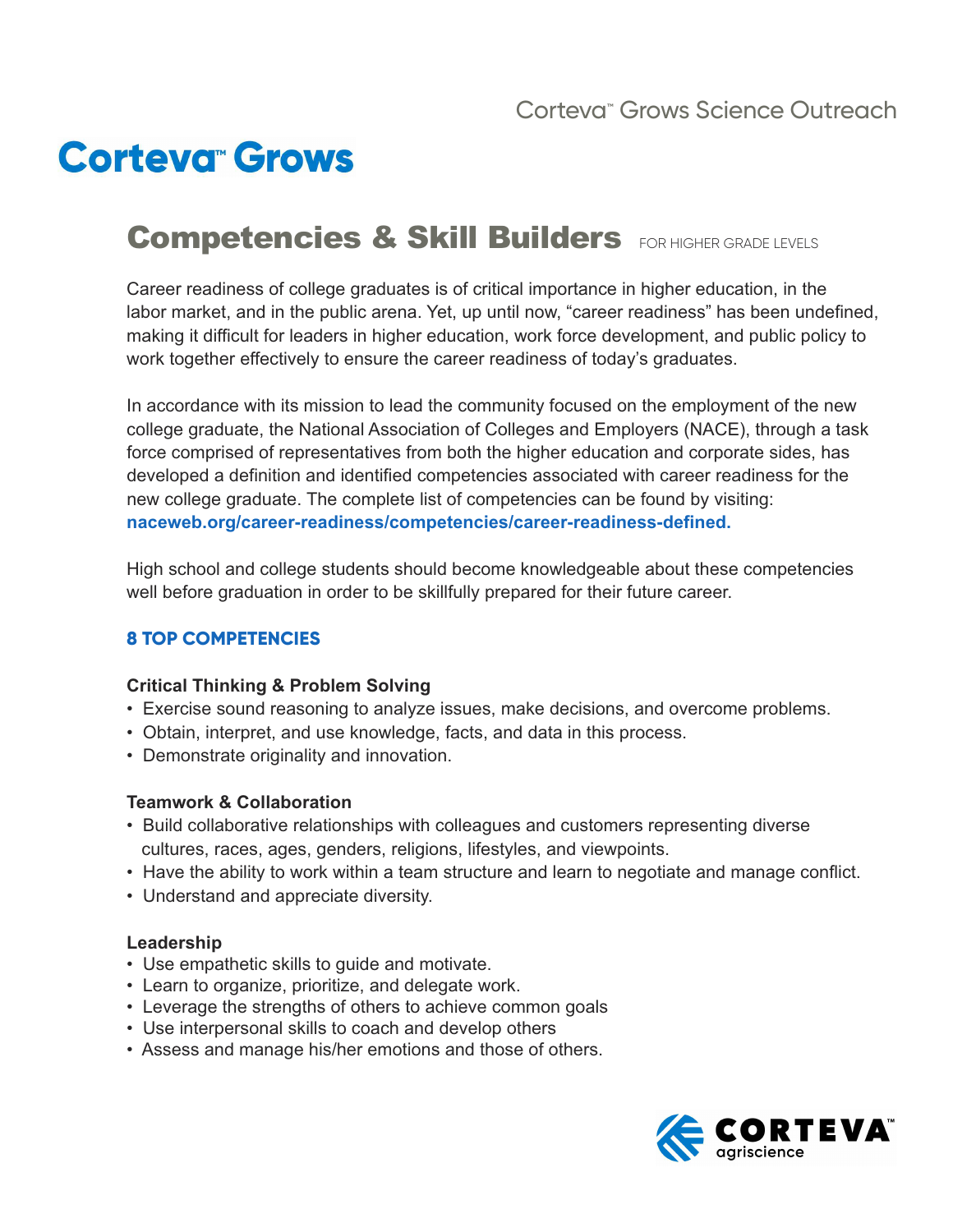Corteva™ Grows Science Outreach

# Corteva™ Grows

## Competencies & Skill Builders FOR HIGHER GRADE LEVELS

Career readiness of college graduates is of critical importance in higher education, in the labor market, and in the public arena. Yet, up until now, "career readiness" has been undefined, making it difficult for leaders in higher education, work force development, and public policy to work together effectively to ensure the career readiness of today's graduates.

In accordance with its mission to lead the community focused on the employment of the new college graduate, the National Association of Colleges and Employers (NACE), through a task force comprised of representatives from both the higher education and corporate sides, has developed a definition and identified competencies associated with career readiness for the new college graduate. The complete list of competencies can be found by visiting: **naceweb.org/career-readiness/competencies/career-readiness-defined.**

High school and college students should become knowledgeable about these competencies well before graduation in order to be skillfully prepared for their future career.

### 8 TOP COMPETENCIES

**Critical Thinking & Problem Solving**

- Exercise sound reasoning to analyze issues, make decisions, and overcome problems.
- Obtain, interpret, and use knowledge, facts, and data in this process.
- Demonstrate originality and innovation.

**Teamwork & Collaboration**

- Build collaborative relationships with colleagues and customers representing diverse cultures, races, ages, genders, religions, lifestyles, and viewpoints.
- Have the ability to work within a team structure and learn to negotiate and manage conflict.
- Understand and appreciate diversity.

**Leadership**

- Use empathetic skills to guide and motivate.
- Learn to organize, prioritize, and delegate work.
- Leverage the strengths of others to achieve common goals
- Use interpersonal skills to coach and develop others
- Assess and manage his/her emotions and those of others.

CORTEVA™ agriscience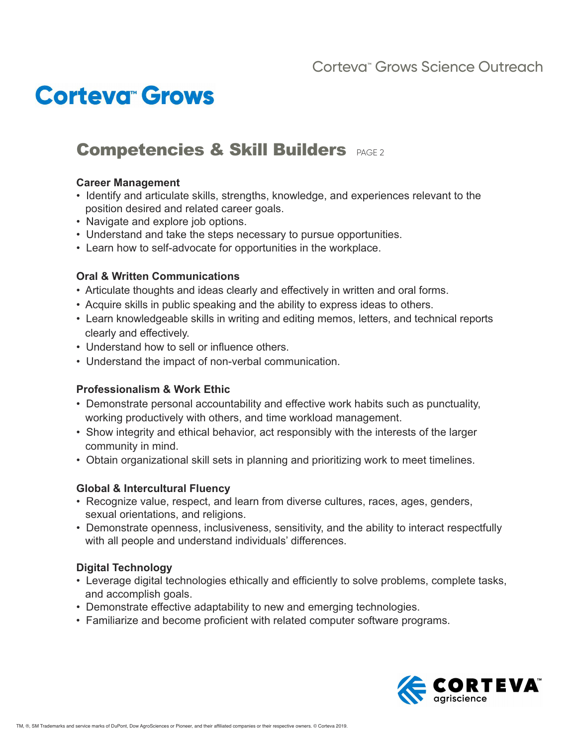Corteva™ Grows Science Outreach

# Corteva™ Grows

## Competencies & Skill Builders PAGE 2

### Career Management

- Identify and articulate skills, strengths, knowledge, and experiences relevant to the position desired and related career goals.
- Navigate and explore job options.
- Understand and take the steps necessary to pursue opportunities.
- Learn how to self-advocate for opportunities in the workplace.

### Oral & Written Communications

- Articulate thoughts and ideas clearly and effectively in written and oral forms.
- Acquire skills in public speaking and the ability to express ideas to others.
- Learn knowledgeable skills in writing and editing memos, letters, and technical reports clearly and effectively.
- Understand how to sell or influence others.
- Understand the impact of non-verbal communication.

### Professionalism & Work Ethic

- Demonstrate personal accountability and effective work habits such as punctuality, working productively with others, and time workload management.
- Show integrity and ethical behavior, act responsibly with the interests of the larger community in mind.
- Obtain organizational skill sets in planning and prioritizing work to meet timelines.

### Global & Intercultural Fluency

- Recognize value, respect, and learn from diverse cultures, races, ages, genders, sexual orientations, and religions.
- Demonstrate openness, inclusiveness, sensitivity, and the ability to interact respectfully with all people and understand individuals' differences.

### Digital Technology

- Leverage digital technologies ethically and efficiently to solve problems, complete tasks, and accomplish goals.
- Demonstrate effective adaptability to new and emerging technologies.
- Familiarize and become proficient with related computer software programs.

CORTEVA™ agriscience

TM, ®, SM Trademarks and service marks of DuPont, Dow AgroSciences or Pioneer, and their affiliated companies or their respective owners. © Corteva 2019.